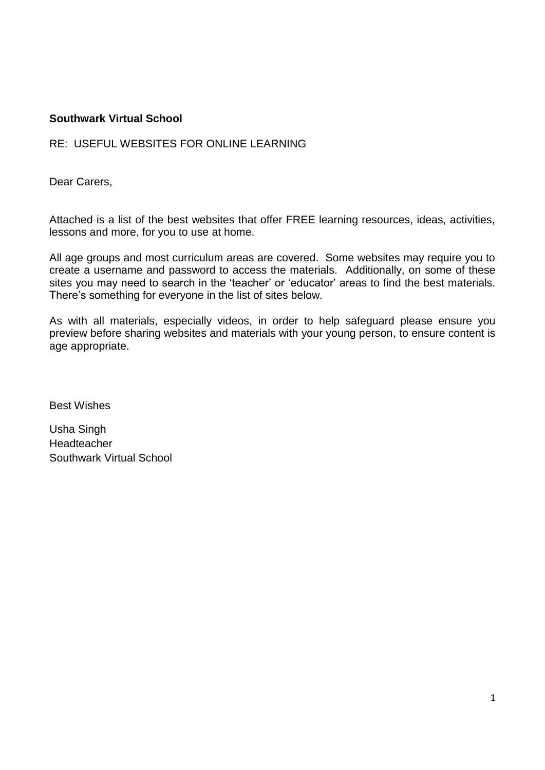**Southwark Virtual School**

RE: USEFUL WEBSITES FOR ONLINE LEARNING

Dear Carers,

Attached is a list of the best websites that offer FREE learning resources, ideas, activities, lessons and more, for you to use at home.

All age groups and most curriculum areas are covered. Some websites may require you to create a username and password to access the materials. Additionally, on some of these sites you may need to search in the 'teacher' or 'educator' areas to find the best materials. There's something for everyone in the list of sites below.

As with all materials, especially videos, in order to help safeguard please ensure you preview before sharing websites and materials with your young person, to ensure content is age appropriate.

Best Wishes

Usha Singh
Headteacher
Southwark Virtual School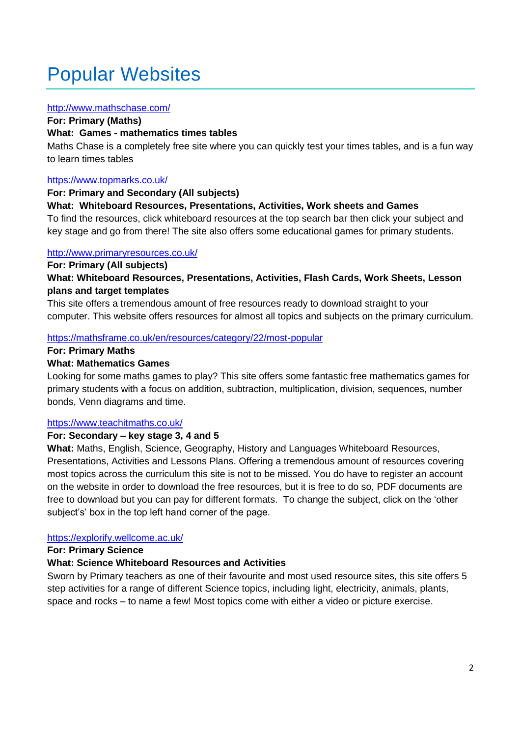# Popular Websites

http://www.mathschase.com/

**For: Primary (Maths)**

**What: Games - mathematics times tables**

Maths Chase is a completely free site where you can quickly test your times tables, and is a fun way to learn times tables

https://www.topmarks.co.uk/

**For: Primary and Secondary (All subjects)**

**What: Whiteboard Resources, Presentations, Activities, Work sheets and Games**

To find the resources, click whiteboard resources at the top search bar then click your subject and key stage and go from there! The site also offers some educational games for primary students.

http://www.primaryresources.co.uk/

**For: Primary (All subjects)**

**What: Whiteboard Resources, Presentations, Activities, Flash Cards, Work Sheets, Lesson plans and target templates**

This site offers a tremendous amount of free resources ready to download straight to your computer. This website offers resources for almost all topics and subjects on the primary curriculum.

https://mathsframe.co.uk/en/resources/category/22/most-popular

**For: Primary Maths**

**What: Mathematics Games**

Looking for some maths games to play? This site offers some fantastic free mathematics games for primary students with a focus on addition, subtraction, multiplication, division, sequences, number bonds, Venn diagrams and time.

https://www.teachitmaths.co.uk/

**For: Secondary – key stage 3, 4 and 5**

**What:** Maths, English, Science, Geography, History and Languages Whiteboard Resources, Presentations, Activities and Lessons Plans. Offering a tremendous amount of resources covering most topics across the curriculum this site is not to be missed. You do have to register an account on the website in order to download the free resources, but it is free to do so, PDF documents are free to download but you can pay for different formats. To change the subject, click on the 'other subject's' box in the top left hand corner of the page.

https://explorify.wellcome.ac.uk/

**For: Primary Science**

**What: Science Whiteboard Resources and Activities**

Sworn by Primary teachers as one of their favourite and most used resource sites, this site offers 5 step activities for a range of different Science topics, including light, electricity, animals, plants, space and rocks – to name a few! Most topics come with either a video or picture exercise.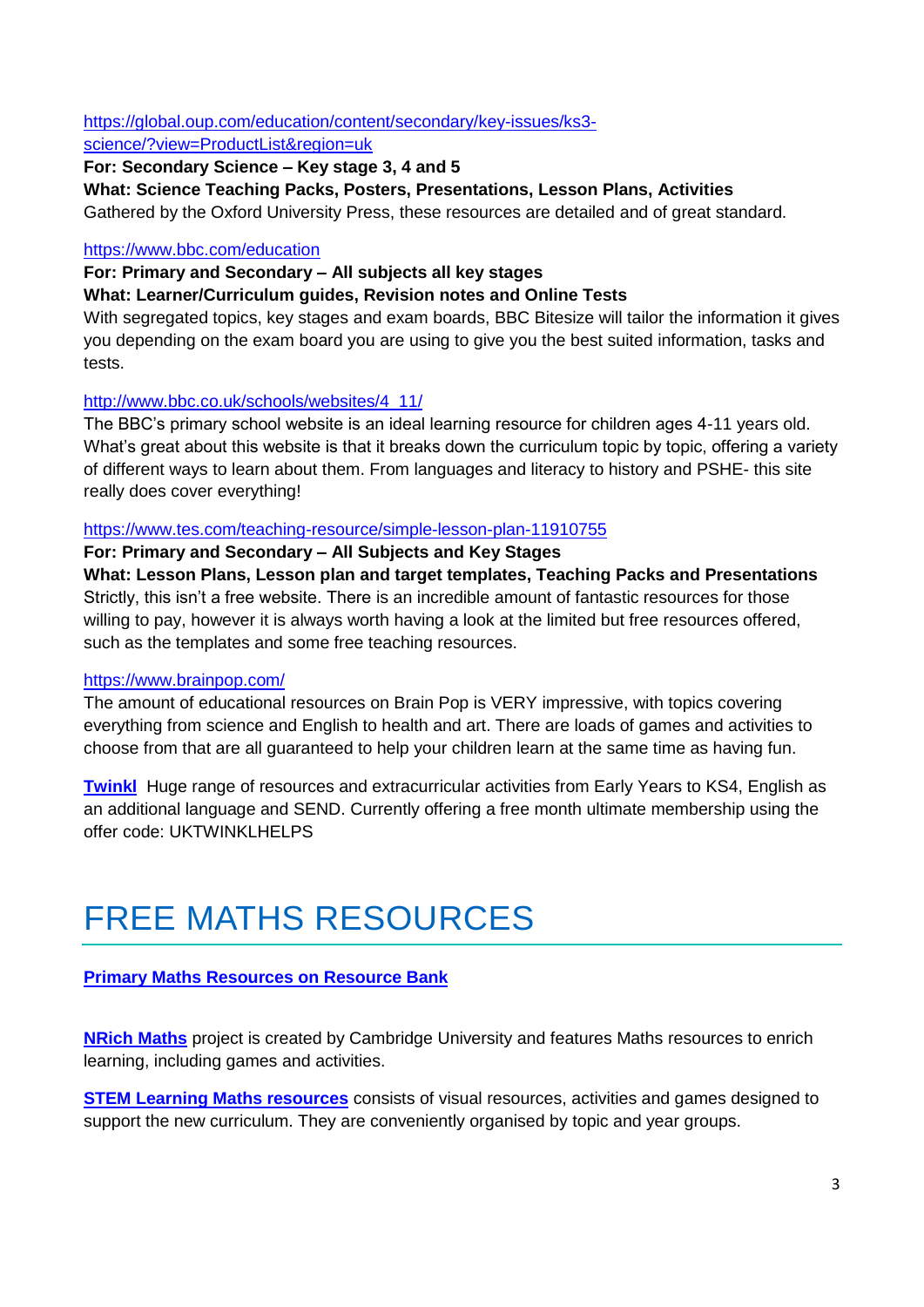[https://global.oup.com/education/content/secondary/key-issues/ks3-science/?view=ProductList&region=uk](https://global.oup.com/education/content/secondary/key-issues/ks3-science/?view=ProductList&region=uk)

**For: Secondary Science – Key stage 3, 4 and 5**

**What: Science Teaching Packs, Posters, Presentations, Lesson Plans, Activities**

Gathered by the Oxford University Press, these resources are detailed and of great standard.

[https://www.bbc.com/education](https://www.bbc.com/education)

**For: Primary and Secondary – All subjects all key stages**

**What: Learner/Curriculum guides, Revision notes and Online Tests**

With segregated topics, key stages and exam boards, BBC Bitesize will tailor the information it gives you depending on the exam board you are using to give you the best suited information, tasks and tests.

[http://www.bbc.co.uk/schools/websites/4_11/](http://www.bbc.co.uk/schools/websites/4_11/)

The BBC's primary school website is an ideal learning resource for children ages 4-11 years old. What's great about this website is that it breaks down the curriculum topic by topic, offering a variety of different ways to learn about them. From languages and literacy to history and PSHE- this site really does cover everything!

[https://www.tes.com/teaching-resource/simple-lesson-plan-11910755](https://www.tes.com/teaching-resource/simple-lesson-plan-11910755)

**For: Primary and Secondary – All Subjects and Key Stages**

**What: Lesson Plans, Lesson plan and target templates, Teaching Packs and Presentations**

Strictly, this isn't a free website. There is an incredible amount of fantastic resources for those willing to pay, however it is always worth having a look at the limited but free resources offered, such as the templates and some free teaching resources.

[https://www.brainpop.com/](https://www.brainpop.com/)

The amount of educational resources on Brain Pop is VERY impressive, with topics covering everything from science and English to health and art. There are loads of games and activities to choose from that are all guaranteed to help your children learn at the same time as having fun.

**Twinkl** Huge range of resources and extracurricular activities from Early Years to KS4, English as an additional language and SEND. Currently offering a free month ultimate membership using the offer code: UKTWINKLHELPS

# FREE MATHS RESOURCES

**Primary Maths Resources on Resource Bank**

**NRich Maths** project is created by Cambridge University and features Maths resources to enrich learning, including games and activities.

**STEM Learning Maths resources** consists of visual resources, activities and games designed to support the new curriculum. They are conveniently organised by topic and year groups.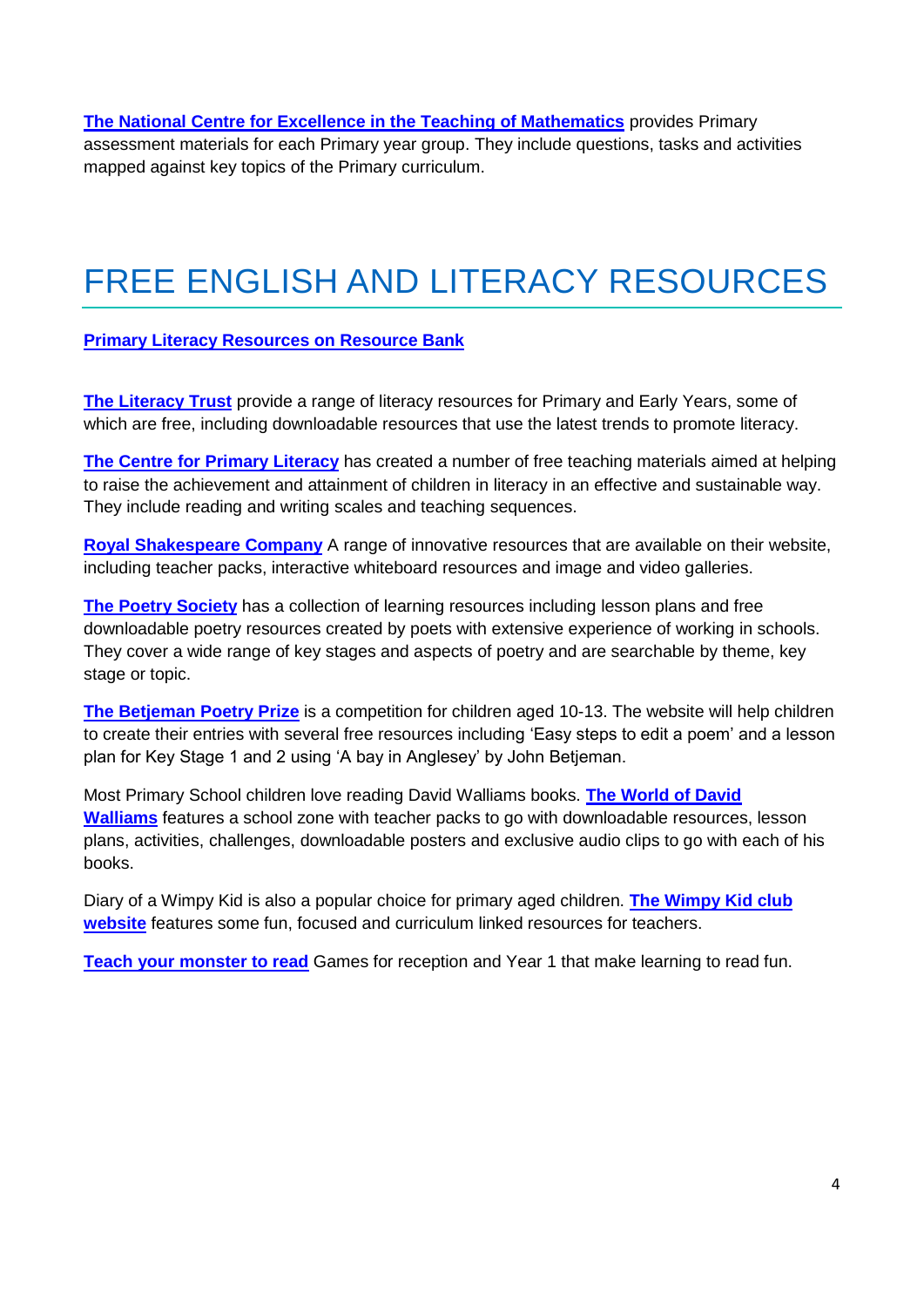**The National Centre for Excellence in the Teaching of Mathematics** provides Primary assessment materials for each Primary year group. They include questions, tasks and activities mapped against key topics of the Primary curriculum.

# FREE ENGLISH AND LITERACY RESOURCES

**Primary Literacy Resources on Resource Bank**

**The Literacy Trust** provide a range of literacy resources for Primary and Early Years, some of which are free, including downloadable resources that use the latest trends to promote literacy.

**The Centre for Primary Literacy** has created a number of free teaching materials aimed at helping to raise the achievement and attainment of children in literacy in an effective and sustainable way. They include reading and writing scales and teaching sequences.

**Royal Shakespeare Company** A range of innovative resources that are available on their website, including teacher packs, interactive whiteboard resources and image and video galleries.

**The Poetry Society** has a collection of learning resources including lesson plans and free downloadable poetry resources created by poets with extensive experience of working in schools. They cover a wide range of key stages and aspects of poetry and are searchable by theme, key stage or topic.

**The Betjeman Poetry Prize** is a competition for children aged 10-13. The website will help children to create their entries with several free resources including 'Easy steps to edit a poem' and a lesson plan for Key Stage 1 and 2 using 'A bay in Anglesey' by John Betjeman.

Most Primary School children love reading David Walliams books. **The World of David Walliams** features a school zone with teacher packs to go with downloadable resources, lesson plans, activities, challenges, downloadable posters and exclusive audio clips to go with each of his books.

Diary of a Wimpy Kid is also a popular choice for primary aged children. **The Wimpy Kid club website** features some fun, focused and curriculum linked resources for teachers.

**Teach your monster to read** Games for reception and Year 1 that make learning to read fun.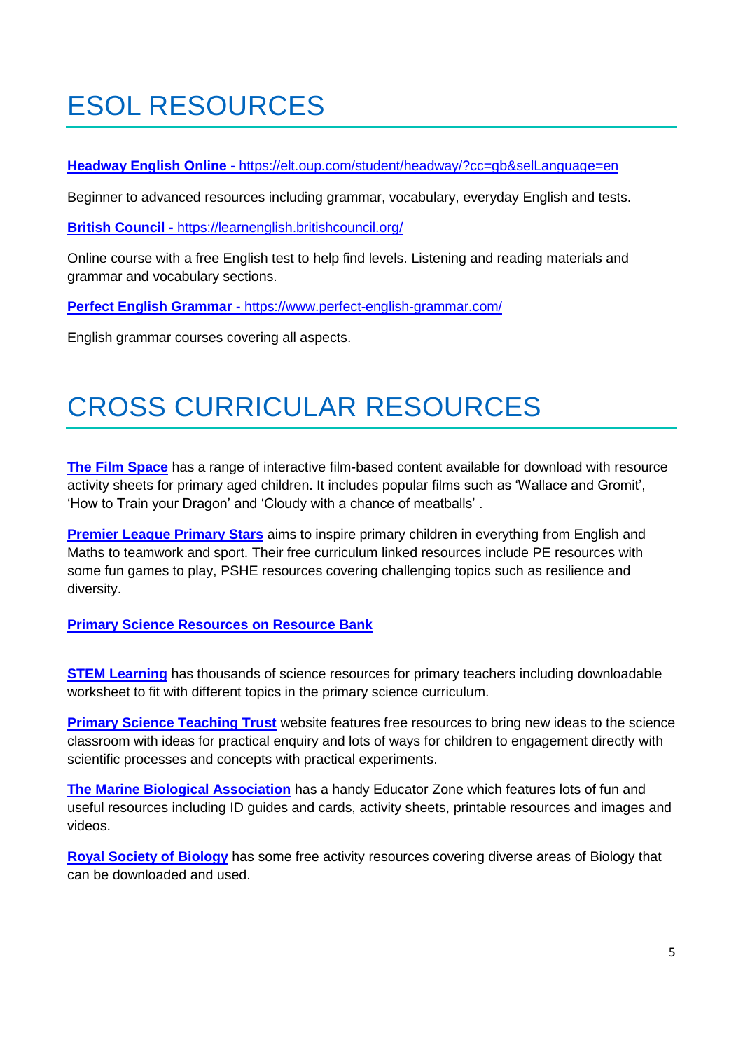# ESOL RESOURCES

**Headway English Online -** https://elt.oup.com/student/headway/?cc=gb&selLanguage=en

Beginner to advanced resources including grammar, vocabulary, everyday English and tests.

**British Council -** https://learnenglish.britishcouncil.org/

Online course with a free English test to help find levels. Listening and reading materials and grammar and vocabulary sections.

**Perfect English Grammar -** https://www.perfect-english-grammar.com/

English grammar courses covering all aspects.

# CROSS CURRICULAR RESOURCES

**The Film Space** has a range of interactive film-based content available for download with resource activity sheets for primary aged children. It includes popular films such as 'Wallace and Gromit', 'How to Train your Dragon' and 'Cloudy with a chance of meatballs' .

**Premier League Primary Stars** aims to inspire primary children in everything from English and Maths to teamwork and sport. Their free curriculum linked resources include PE resources with some fun games to play, PSHE resources covering challenging topics such as resilience and diversity.

**Primary Science Resources on Resource Bank**

**STEM Learning** has thousands of science resources for primary teachers including downloadable worksheet to fit with different topics in the primary science curriculum.

**Primary Science Teaching Trust** website features free resources to bring new ideas to the science classroom with ideas for practical enquiry and lots of ways for children to engagement directly with scientific processes and concepts with practical experiments.

**The Marine Biological Association** has a handy Educator Zone which features lots of fun and useful resources including ID guides and cards, activity sheets, printable resources and images and videos.

**Royal Society of Biology** has some free activity resources covering diverse areas of Biology that can be downloaded and used.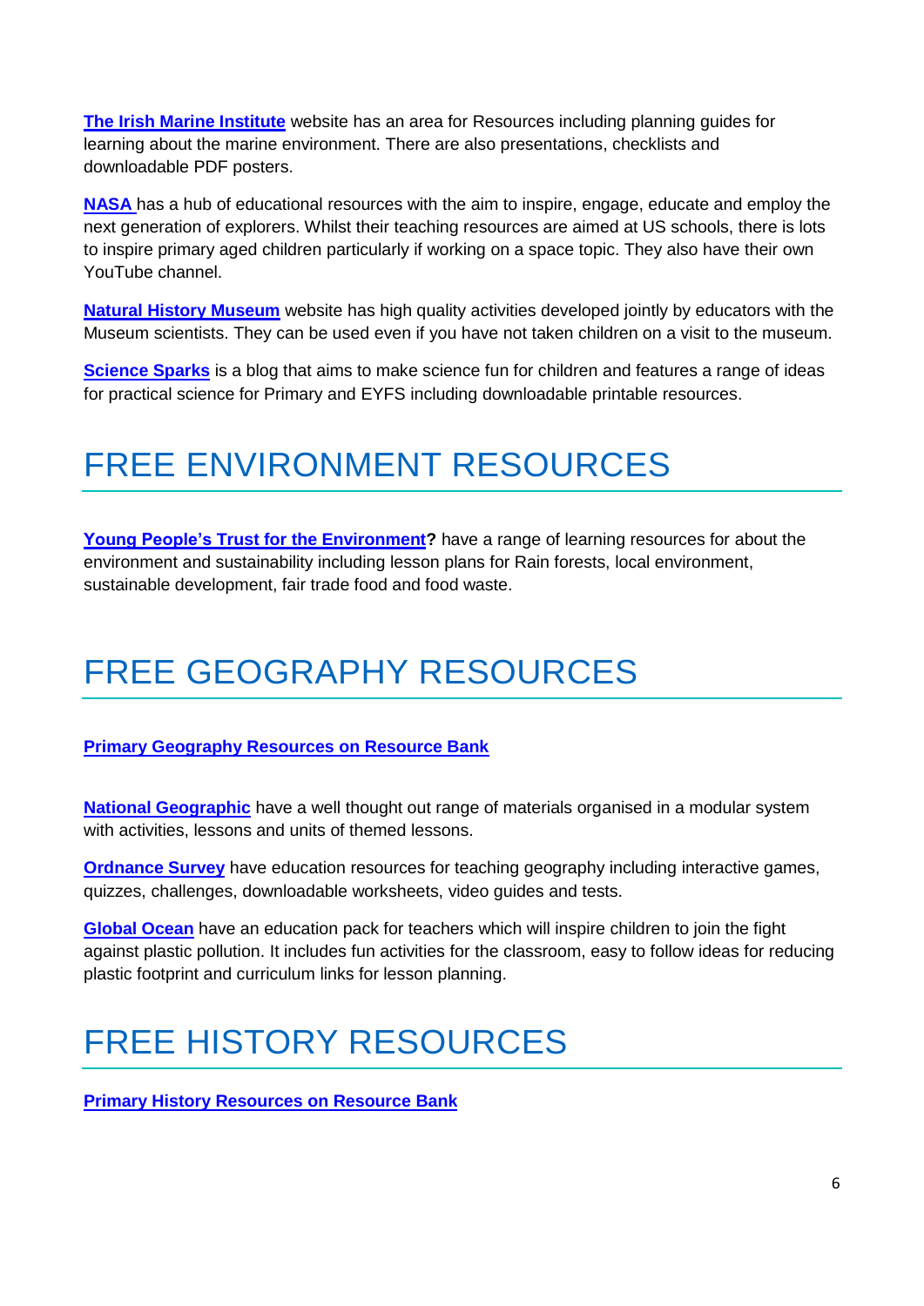**The Irish Marine Institute** website has an area for Resources including planning guides for learning about the marine environment. There are also presentations, checklists and downloadable PDF posters.

**NASA** has a hub of educational resources with the aim to inspire, engage, educate and employ the next generation of explorers. Whilst their teaching resources are aimed at US schools, there is lots to inspire primary aged children particularly if working on a space topic. They also have their own YouTube channel.

**Natural History Museum** website has high quality activities developed jointly by educators with the Museum scientists. They can be used even if you have not taken children on a visit to the museum.

**Science Sparks** is a blog that aims to make science fun for children and features a range of ideas for practical science for Primary and EYFS including downloadable printable resources.

# FREE ENVIRONMENT RESOURCES

**Young People's Trust for the Environment?** have a range of learning resources for about the environment and sustainability including lesson plans for Rain forests, local environment, sustainable development, fair trade food and food waste.

# FREE GEOGRAPHY RESOURCES

**Primary Geography Resources on Resource Bank**

**National Geographic** have a well thought out range of materials organised in a modular system with activities, lessons and units of themed lessons.

**Ordnance Survey** have education resources for teaching geography including interactive games, quizzes, challenges, downloadable worksheets, video guides and tests.

**Global Ocean** have an education pack for teachers which will inspire children to join the fight against plastic pollution. It includes fun activities for the classroom, easy to follow ideas for reducing plastic footprint and curriculum links for lesson planning.

# FREE HISTORY RESOURCES

**Primary History Resources on Resource Bank**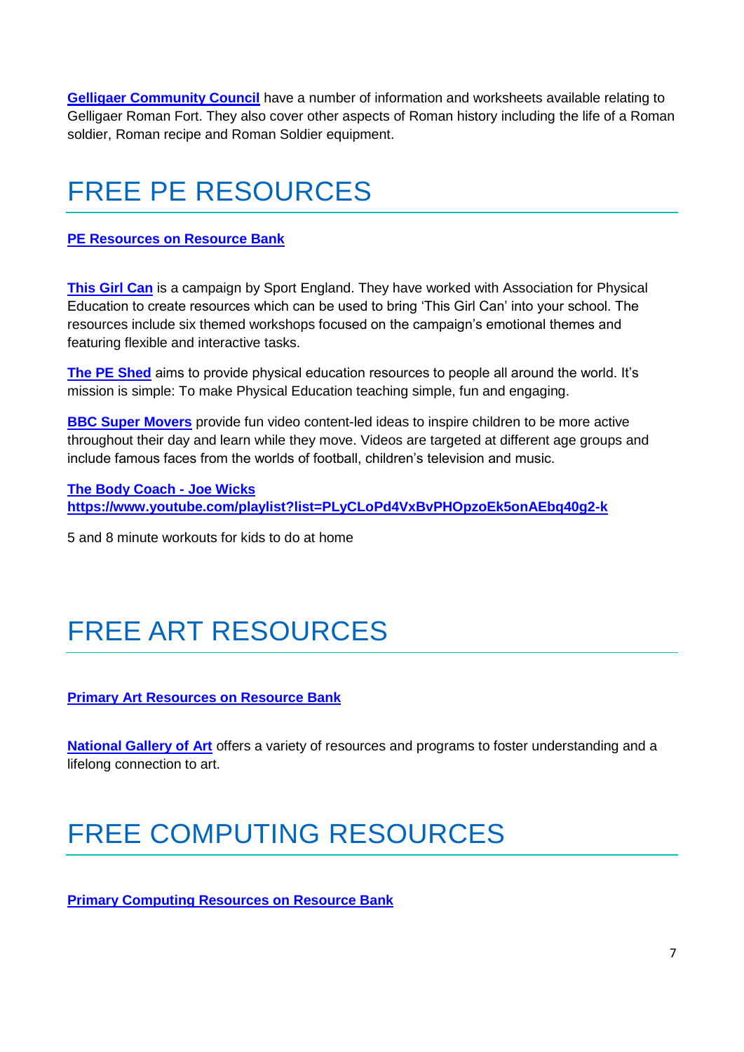**Gelligaer Community Council** have a number of information and worksheets available relating to Gelligaer Roman Fort. They also cover other aspects of Roman history including the life of a Roman soldier, Roman recipe and Roman Soldier equipment.

# FREE PE RESOURCES

**PE Resources on Resource Bank**

**This Girl Can** is a campaign by Sport England. They have worked with Association for Physical Education to create resources which can be used to bring 'This Girl Can' into your school. The resources include six themed workshops focused on the campaign's emotional themes and featuring flexible and interactive tasks.

**The PE Shed** aims to provide physical education resources to people all around the world. It's mission is simple: To make Physical Education teaching simple, fun and engaging.

**BBC Super Movers** provide fun video content-led ideas to inspire children to be more active throughout their day and learn while they move. Videos are targeted at different age groups and include famous faces from the worlds of football, children's television and music.

**The Body Coach - Joe Wicks**
**https://www.youtube.com/playlist?list=PLyCLoPd4VxBvPHOpzoEk5onAEbq40g2-k**

5 and 8 minute workouts for kids to do at home

# FREE ART RESOURCES

**Primary Art Resources on Resource Bank**

**National Gallery of Art** offers a variety of resources and programs to foster understanding and a lifelong connection to art.

# FREE COMPUTING RESOURCES

**Primary Computing Resources on Resource Bank**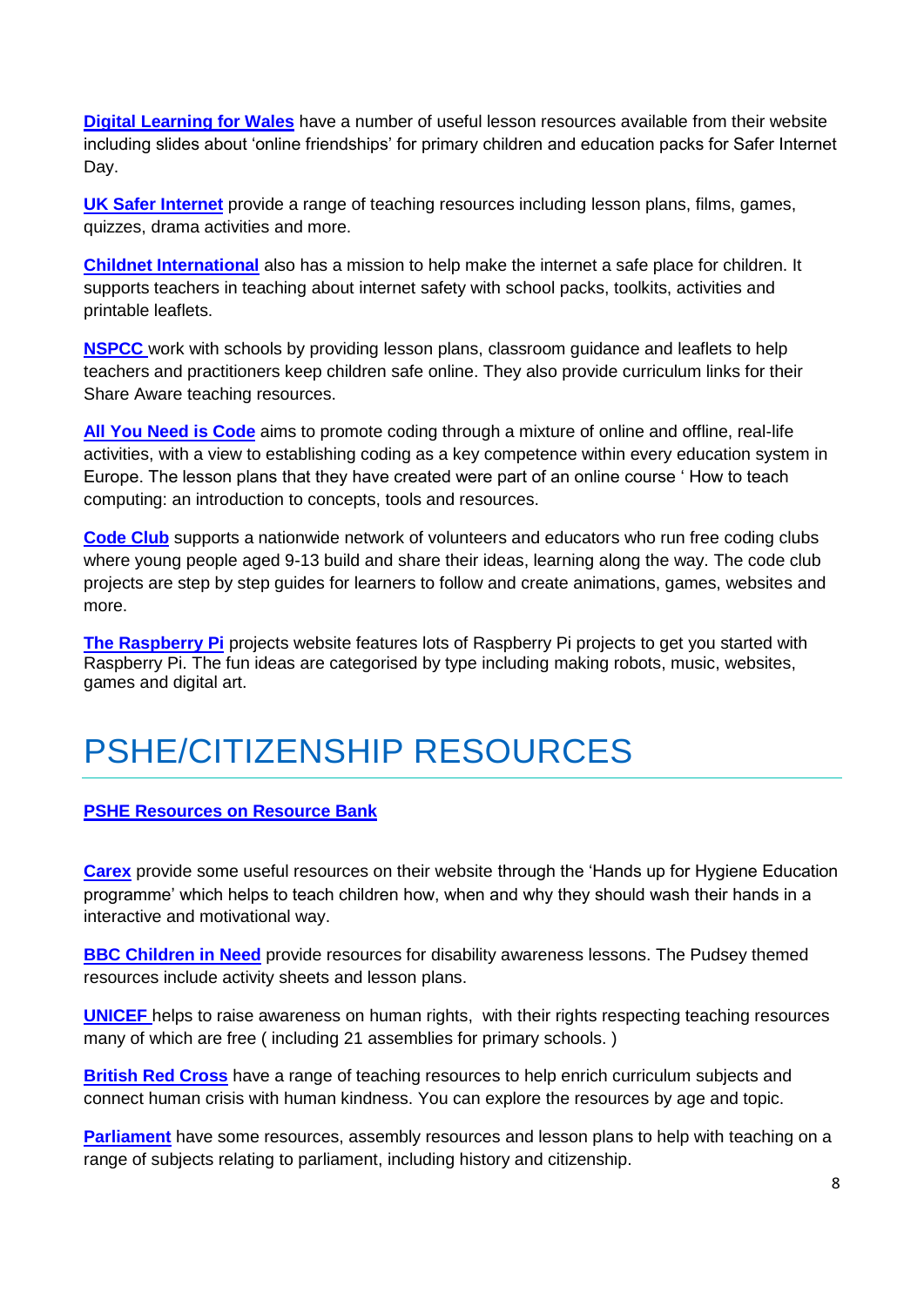**Digital Learning for Wales** have a number of useful lesson resources available from their website including slides about 'online friendships' for primary children and education packs for Safer Internet Day.

**UK Safer Internet** provide a range of teaching resources including lesson plans, films, games, quizzes, drama activities and more.

**Childnet International** also has a mission to help make the internet a safe place for children. It supports teachers in teaching about internet safety with school packs, toolkits, activities and printable leaflets.

**NSPCC** work with schools by providing lesson plans, classroom guidance and leaflets to help teachers and practitioners keep children safe online. They also provide curriculum links for their Share Aware teaching resources.

**All You Need is Code** aims to promote coding through a mixture of online and offline, real-life activities, with a view to establishing coding as a key competence within every education system in Europe. The lesson plans that they have created were part of an online course ' How to teach computing: an introduction to concepts, tools and resources.

**Code Club** supports a nationwide network of volunteers and educators who run free coding clubs where young people aged 9-13 build and share their ideas, learning along the way. The code club projects are step by step guides for learners to follow and create animations, games, websites and more.

**The Raspberry Pi** projects website features lots of Raspberry Pi projects to get you started with Raspberry Pi. The fun ideas are categorised by type including making robots, music, websites, games and digital art.

# PSHE/CITIZENSHIP RESOURCES

**PSHE Resources on Resource Bank**

**Carex** provide some useful resources on their website through the 'Hands up for Hygiene Education programme' which helps to teach children how, when and why they should wash their hands in a interactive and motivational way.

**BBC Children in Need** provide resources for disability awareness lessons. The Pudsey themed resources include activity sheets and lesson plans.

**UNICEF** helps to raise awareness on human rights, with their rights respecting teaching resources many of which are free ( including 21 assemblies for primary schools. )

**British Red Cross** have a range of teaching resources to help enrich curriculum subjects and connect human crisis with human kindness. You can explore the resources by age and topic.

**Parliament** have some resources, assembly resources and lesson plans to help with teaching on a range of subjects relating to parliament, including history and citizenship.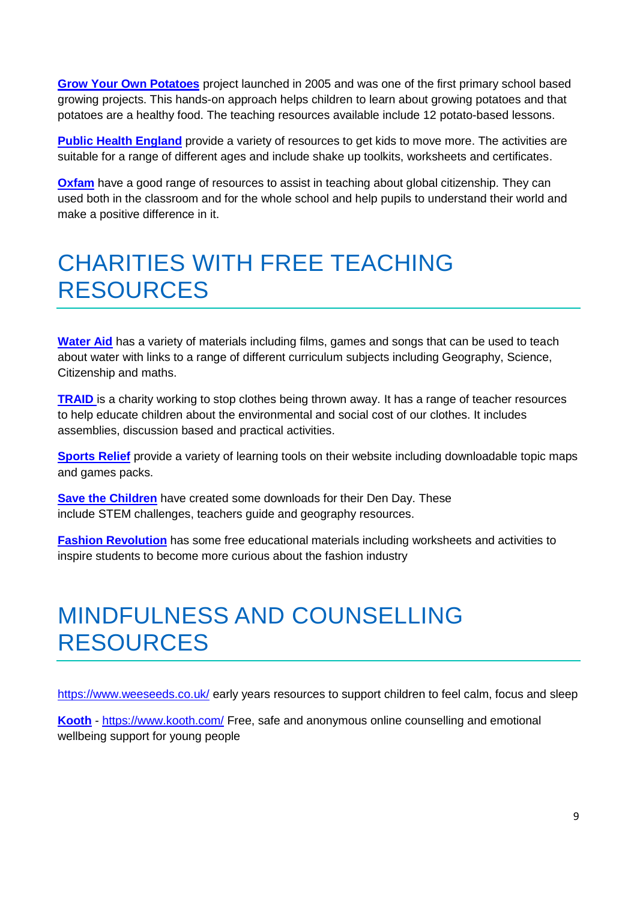**Grow Your Own Potatoes** project launched in 2005 and was one of the first primary school based growing projects. This hands-on approach helps children to learn about growing potatoes and that potatoes are a healthy food. The teaching resources available include 12 potato-based lessons.

**Public Health England** provide a variety of resources to get kids to move more. The activities are suitable for a range of different ages and include shake up toolkits, worksheets and certificates.

**Oxfam** have a good range of resources to assist in teaching about global citizenship. They can used both in the classroom and for the whole school and help pupils to understand their world and make a positive difference in it.

# CHARITIES WITH FREE TEACHING RESOURCES

**Water Aid** has a variety of materials including films, games and songs that can be used to teach about water with links to a range of different curriculum subjects including Geography, Science, Citizenship and maths.

**TRAID** is a charity working to stop clothes being thrown away. It has a range of teacher resources to help educate children about the environmental and social cost of our clothes. It includes assemblies, discussion based and practical activities.

**Sports Relief** provide a variety of learning tools on their website including downloadable topic maps and games packs.

**Save the Children** have created some downloads for their Den Day. These include STEM challenges, teachers guide and geography resources.

**Fashion Revolution** has some free educational materials including worksheets and activities to inspire students to become more curious about the fashion industry

# MINDFULNESS AND COUNSELLING RESOURCES

https://www.weeseeds.co.uk/ early years resources to support children to feel calm, focus and sleep

**Kooth** - https://www.kooth.com/ Free, safe and anonymous online counselling and emotional wellbeing support for young people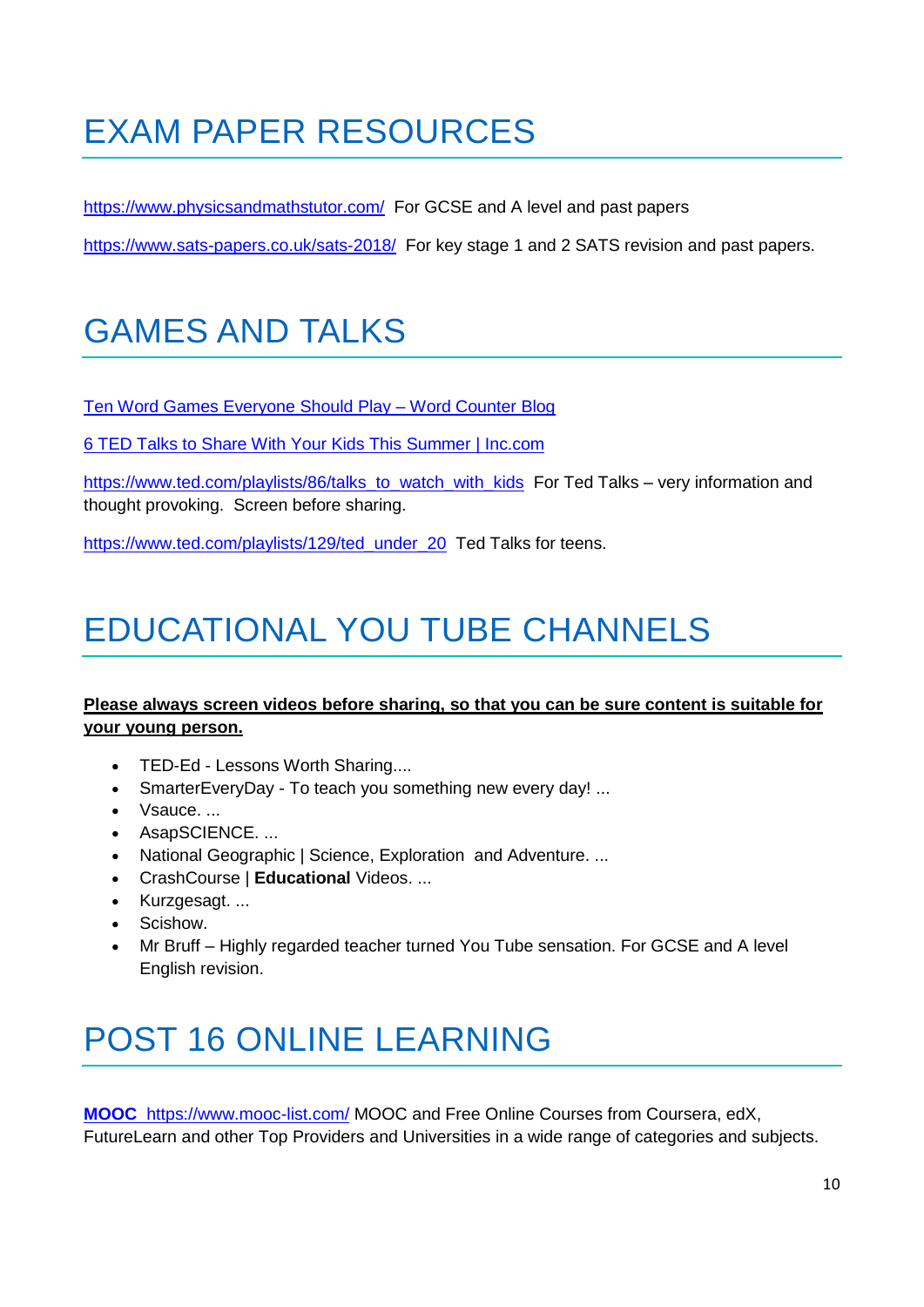# EXAM PAPER RESOURCES

https://www.physicsandmathstutor.com/ For GCSE and A level and past papers

https://www.sats-papers.co.uk/sats-2018/ For key stage 1 and 2 SATS revision and past papers.

# GAMES AND TALKS

Ten Word Games Everyone Should Play – Word Counter Blog

6 TED Talks to Share With Your Kids This Summer | Inc.com

https://www.ted.com/playlists/86/talks_to_watch_with_kids For Ted Talks – very information and thought provoking. Screen before sharing.

https://www.ted.com/playlists/129/ted_under_20 Ted Talks for teens.

# EDUCATIONAL YOU TUBE CHANNELS

**Please always screen videos before sharing, so that you can be sure content is suitable for your young person.**

- TED-Ed - Lessons Worth Sharing....
- SmarterEveryDay - To teach you something new every day! ...
- Vsauce. ...
- AsapSCIENCE. ...
- National Geographic | Science, Exploration and Adventure. ...
- CrashCourse | **Educational** Videos. ...
- Kurzgesagt. ...
- Scishow.
- Mr Bruff – Highly regarded teacher turned You Tube sensation. For GCSE and A level English revision.

# POST 16 ONLINE LEARNING

**MOOC** https://www.mooc-list.com/ MOOC and Free Online Courses from Coursera, edX, FutureLearn and other Top Providers and Universities in a wide range of categories and subjects.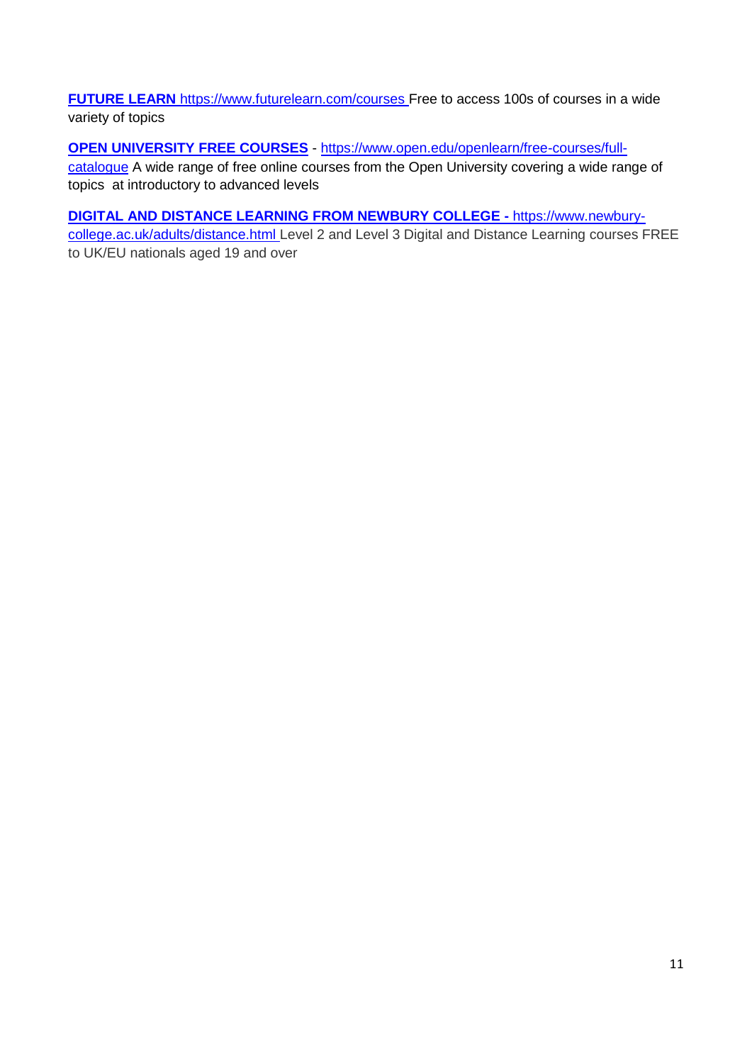**FUTURE LEARN** https://www.futurelearn.com/courses Free to access 100s of courses in a wide variety of topics

**OPEN UNIVERSITY FREE COURSES** - https://www.open.edu/openlearn/free-courses/full-catalogue A wide range of free online courses from the Open University covering a wide range of topics at introductory to advanced levels

**DIGITAL AND DISTANCE LEARNING FROM NEWBURY COLLEGE -** https://www.newbury-college.ac.uk/adults/distance.html Level 2 and Level 3 Digital and Distance Learning courses FREE to UK/EU nationals aged 19 and over